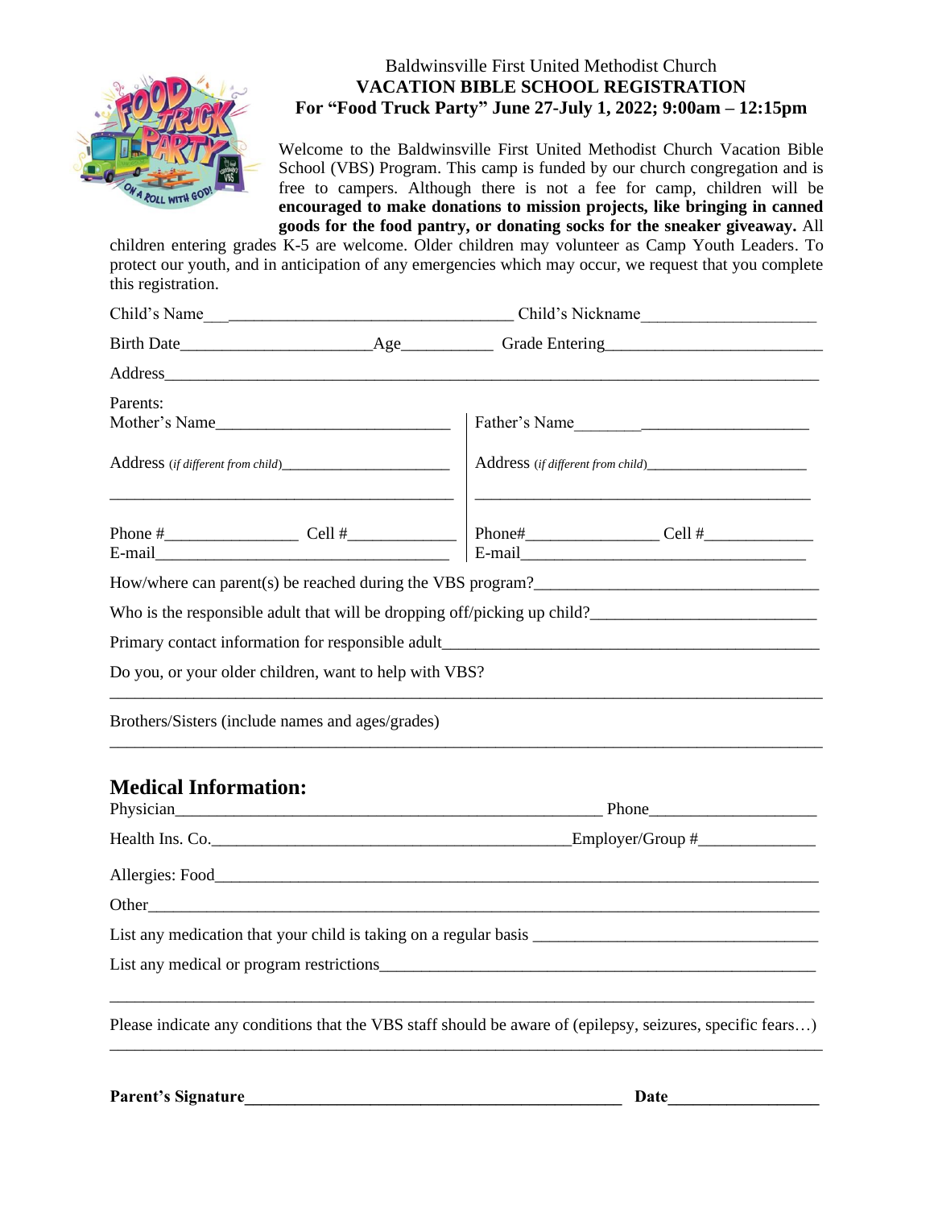Baldwinsville First United Methodist Church

**VACATION BIBLE SCHOOL REGISTRATION**

**For "Food Truck Party" June 27-July 1, 2022; 9:00am – 12:15pm**

Welcome to the Baldwinsville First United Methodist Church Vacation Bible School (VBS) Program. This camp is funded by our church congregation and is free to campers. Although there is not a fee for camp, children will be **encouraged to make donations to mission projects, like bringing in canned goods for the food pantry, or donating socks for the sneaker giveaway.** All children entering grades K-5 are welcome. Older children may volunteer as Camp Youth Leaders. To protect our youth, and in anticipation of any emergencies which may occur, we request that you complete this registration.

Child's Name_________________________________ Child's Nickname____________________

Birth Date______________________Age___________ Grade Entering________________________

Address_______________________________________________________________________

Parents:

| Mother's Name____________________________ | Father's Name____________________________ |
|---|---|
| Address *(if different from child)*____________________ | Address *(if different from child)*____________________ |
| Phone #________________ Cell #_____________ | Phone#________________ Cell #_____________ |
| E-mail__________________________________ | E-mail__________________________________ |

How/where can parent(s) be reached during the VBS program?__________________________________

Who is the responsible adult that will be dropping off/picking up child?__________________________

Primary contact information for responsible adult_____________________________________________

Do you, or your older children, want to help with VBS?

_______________________________________________________________________________

Brothers/Sisters (include names and ages/grades)

_______________________________________________________________________________

## Medical Information:

Physician__________________________________________________ Phone____________________

Health Ins. Co.__________________________________________Employer/Group #______________

Allergies: Food_________________________________________________________________________

Other__________________________________________________________________________________

List any medication that your child is taking on a regular basis __________________________________

List any medical or program restrictions_____________________________________________________

_______________________________________________________________________________

Please indicate any conditions that the VBS staff should be aware of (epilepsy, seizures, specific fears…)

_______________________________________________________________________________

**Parent's Signature_____________________________________________ Date__________________**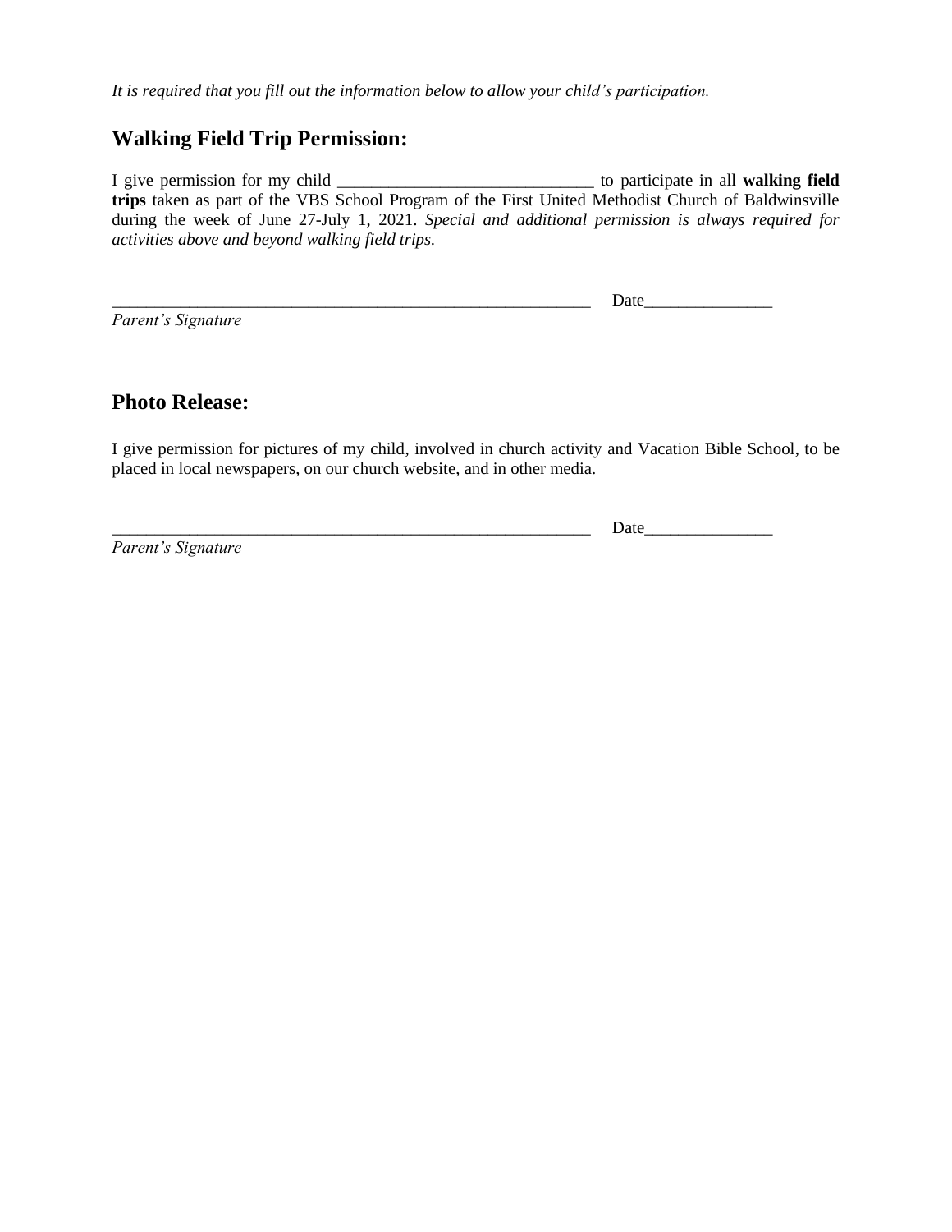*It is required that you fill out the information below to allow your child's participation.*

## Walking Field Trip Permission:

I give permission for my child ______________________________ to participate in all **walking field trips** taken as part of the VBS School Program of the First United Methodist Church of Baldwinsville during the week of June 27-July 1, 2021. *Special and additional permission is always required for activities above and beyond walking field trips.*

_________________________________________________________ Date_______________

*Parent's Signature*

## Photo Release:

I give permission for pictures of my child, involved in church activity and Vacation Bible School, to be placed in local newspapers, on our church website, and in other media.

_________________________________________________________ Date_______________

*Parent's Signature*